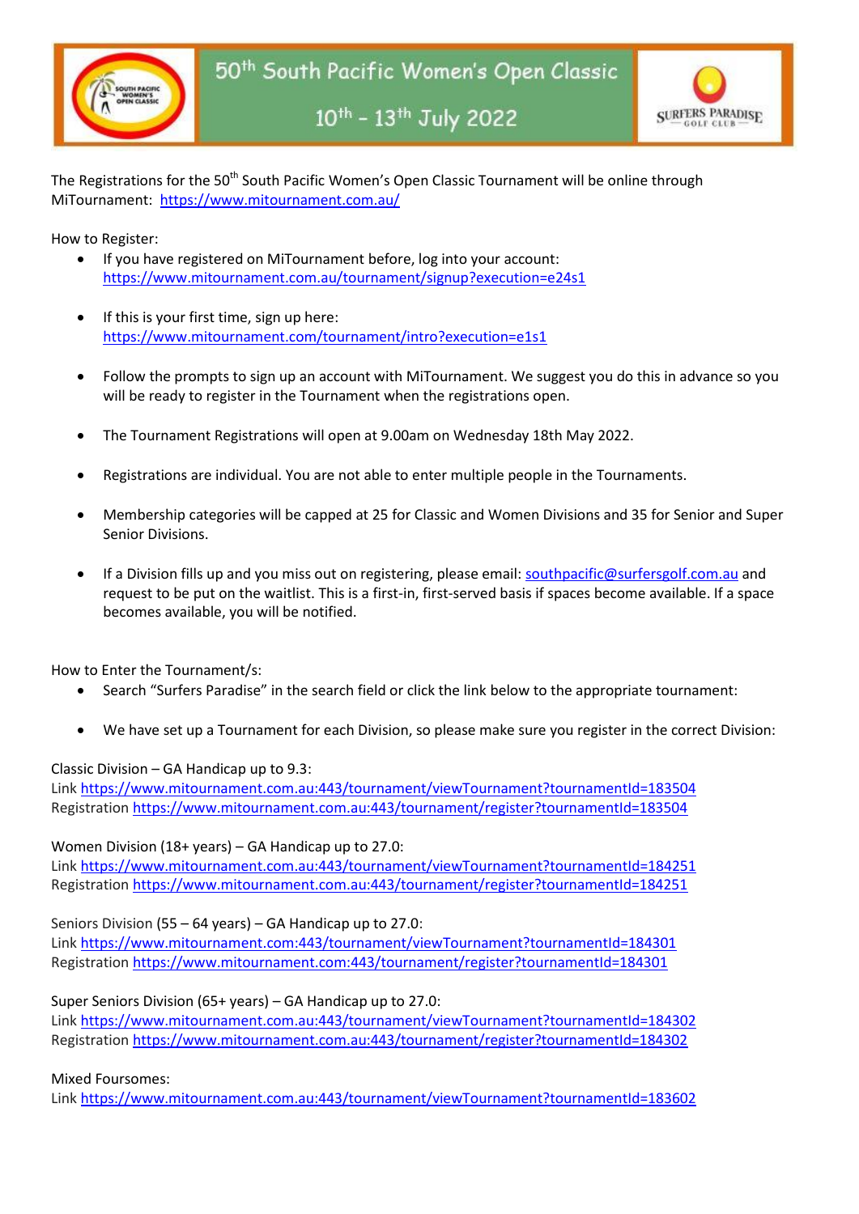# 50th South Pacific Women's Open Classic

## 10th – 13th July 2022

The Registrations for the 50th South Pacific Women's Open Classic Tournament will be online through MiTournament: https://www.mitournament.com.au/

How to Register:

- If you have registered on MiTournament before, log into your account: https://www.mitournament.com.au/tournament/signup?execution=e24s1
- If this is your first time, sign up here: https://www.mitournament.com/tournament/intro?execution=e1s1
- Follow the prompts to sign up an account with MiTournament. We suggest you do this in advance so you will be ready to register in the Tournament when the registrations open.
- The Tournament Registrations will open at 9.00am on Wednesday 18th May 2022.
- Registrations are individual. You are not able to enter multiple people in the Tournaments.
- Membership categories will be capped at 25 for Classic and Women Divisions and 35 for Senior and Super Senior Divisions.
- If a Division fills up and you miss out on registering, please email: southpacific@surfersgolf.com.au and request to be put on the waitlist. This is a first-in, first-served basis if spaces become available. If a space becomes available, you will be notified.

How to Enter the Tournament/s:

- Search "Surfers Paradise" in the search field or click the link below to the appropriate tournament:
- We have set up a Tournament for each Division, so please make sure you register in the correct Division:

Classic Division – GA Handicap up to 9.3:
Link https://www.mitournament.com.au:443/tournament/viewTournament?tournamentId=183504
Registration https://www.mitournament.com.au:443/tournament/register?tournamentId=183504

Women Division (18+ years) – GA Handicap up to 27.0:
Link https://www.mitournament.com.au:443/tournament/viewTournament?tournamentId=184251
Registration https://www.mitournament.com.au:443/tournament/register?tournamentId=184251

Seniors Division (55 – 64 years) – GA Handicap up to 27.0:
Link https://www.mitournament.com:443/tournament/viewTournament?tournamentId=184301
Registration https://www.mitournament.com:443/tournament/register?tournamentId=184301

Super Seniors Division (65+ years) – GA Handicap up to 27.0:
Link https://www.mitournament.com.au:443/tournament/viewTournament?tournamentId=184302
Registration https://www.mitournament.com.au:443/tournament/register?tournamentId=184302

Mixed Foursomes:
Link https://www.mitournament.com.au:443/tournament/viewTournament?tournamentId=183602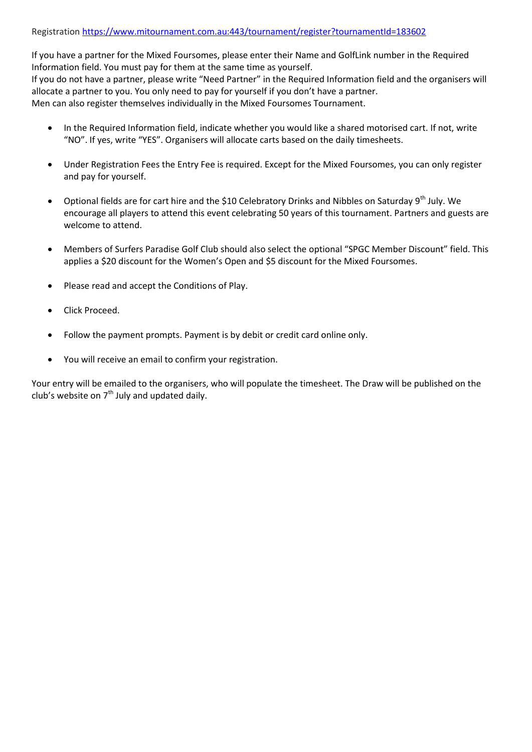Registration [https://www.mitournament.com.au:443/tournament/register?tournamentId=183602](https://www.mitournament.com.au:443/tournament/register?tournamentId=183602)

If you have a partner for the Mixed Foursomes, please enter their Name and GolfLink number in the Required Information field. You must pay for them at the same time as yourself.
If you do not have a partner, please write "Need Partner" in the Required Information field and the organisers will allocate a partner to you. You only need to pay for yourself if you don't have a partner.
Men can also register themselves individually in the Mixed Foursomes Tournament.

- In the Required Information field, indicate whether you would like a shared motorised cart. If not, write "NO". If yes, write "YES". Organisers will allocate carts based on the daily timesheets.

- Under Registration Fees the Entry Fee is required. Except for the Mixed Foursomes, you can only register and pay for yourself.

- Optional fields are for cart hire and the $10 Celebratory Drinks and Nibbles on Saturday 9th July. We encourage all players to attend this event celebrating 50 years of this tournament. Partners and guests are welcome to attend.

- Members of Surfers Paradise Golf Club should also select the optional "SPGC Member Discount" field. This applies a $20 discount for the Women's Open and $5 discount for the Mixed Foursomes.

- Please read and accept the Conditions of Play.

- Click Proceed.

- Follow the payment prompts. Payment is by debit or credit card online only.

- You will receive an email to confirm your registration.

Your entry will be emailed to the organisers, who will populate the timesheet. The Draw will be published on the club's website on 7th July and updated daily.